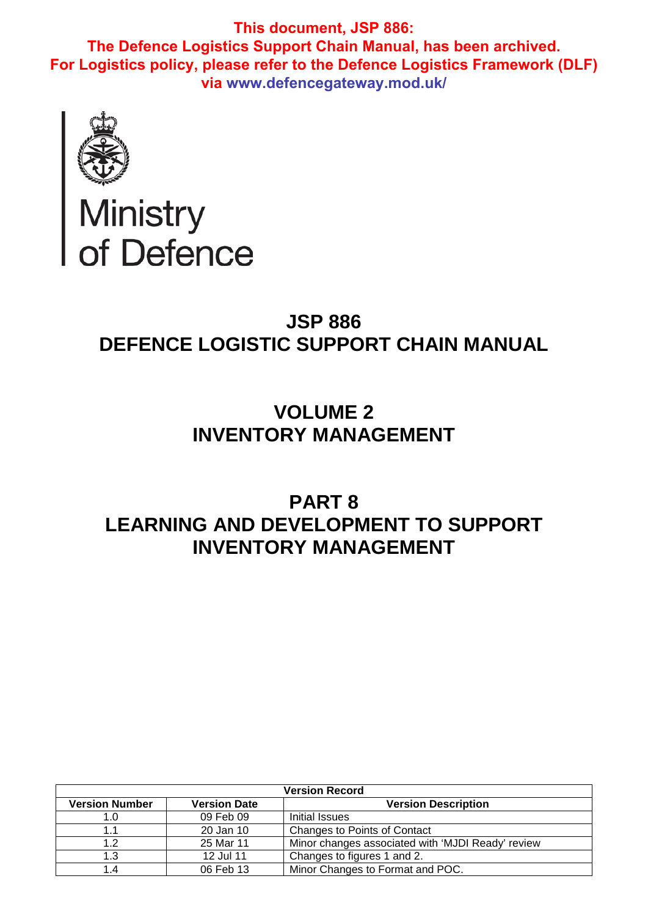**This document, JSP 886:**
**The Defence Logistics Support Chain Manual, has been archived.**
**For Logistics policy, please refer to the Defence Logistics Framework (DLF) via www.defencegateway.mod.uk/**

Ministry of Defence

# JSP 886
# DEFENCE LOGISTIC SUPPORT CHAIN MANUAL

## VOLUME 2
## INVENTORY MANAGEMENT

## PART 8
## LEARNING AND DEVELOPMENT TO SUPPORT INVENTORY MANAGEMENT

| Version Record | | |
|---|---|---|
| **Version Number** | **Version Date** | **Version Description** |
| 1.0 | 09 Feb 09 | Initial Issues |
| 1.1 | 20 Jan 10 | Changes to Points of Contact |
| 1.2 | 25 Mar 11 | Minor changes associated with 'MJDI Ready' review |
| 1.3 | 12 Jul 11 | Changes to figures 1 and 2. |
| 1.4 | 06 Feb 13 | Minor Changes to Format and POC. |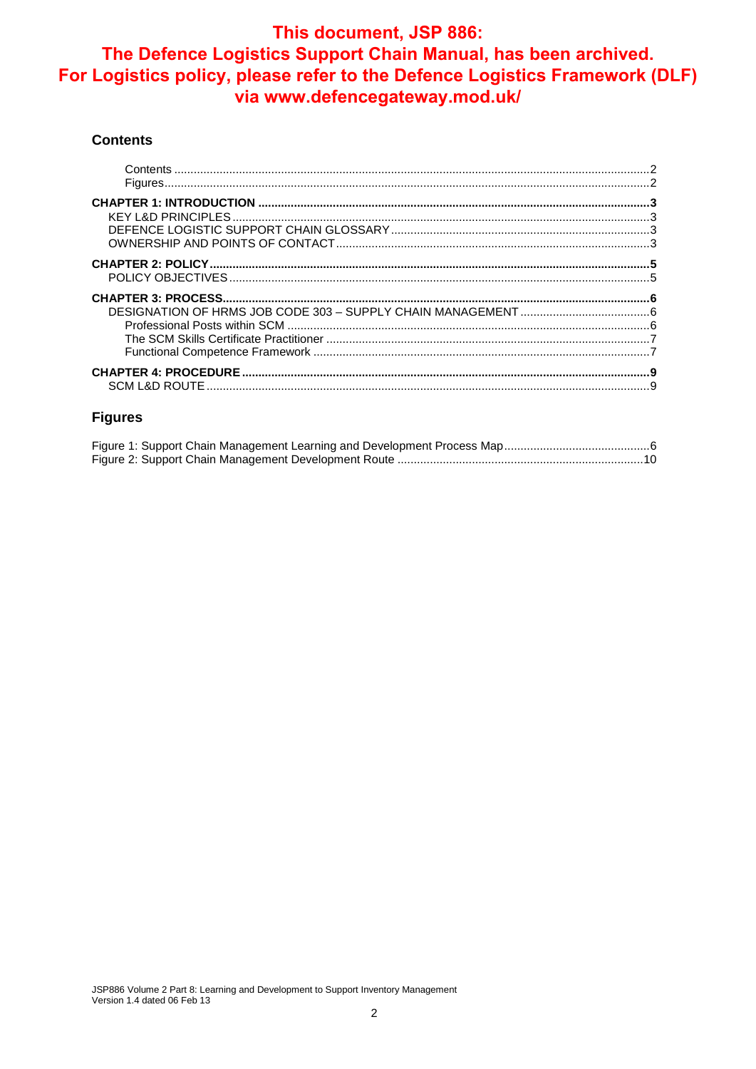**This document, JSP 886: The Defence Logistics Support Chain Manual, has been archived. For Logistics policy, please refer to the Defence Logistics Framework (DLF) via www.defencegateway.mod.uk/**

## Contents

- Contents ..... 2
- Figures ..... 2

**CHAPTER 1: INTRODUCTION ..... 3**

- KEY L&D PRINCIPLES ..... 3
- DEFENCE LOGISTIC SUPPORT CHAIN GLOSSARY ..... 3
- OWNERSHIP AND POINTS OF CONTACT ..... 3

**CHAPTER 2: POLICY ..... 5**

- POLICY OBJECTIVES ..... 5

**CHAPTER 3: PROCESS ..... 6**

- DESIGNATION OF HRMS JOB CODE 303 – SUPPLY CHAIN MANAGEMENT ..... 6
  - Professional Posts within SCM ..... 6
  - The SCM Skills Certificate Practitioner ..... 7
  - Functional Competence Framework ..... 7

**CHAPTER 4: PROCEDURE ..... 9**

- SCM L&D ROUTE ..... 9

## Figures

- Figure 1: Support Chain Management Learning and Development Process Map ..... 6
- Figure 2: Support Chain Management Development Route ..... 10

JSP886 Volume 2 Part 8: Learning and Development to Support Inventory Management
Version 1.4 dated 06 Feb 13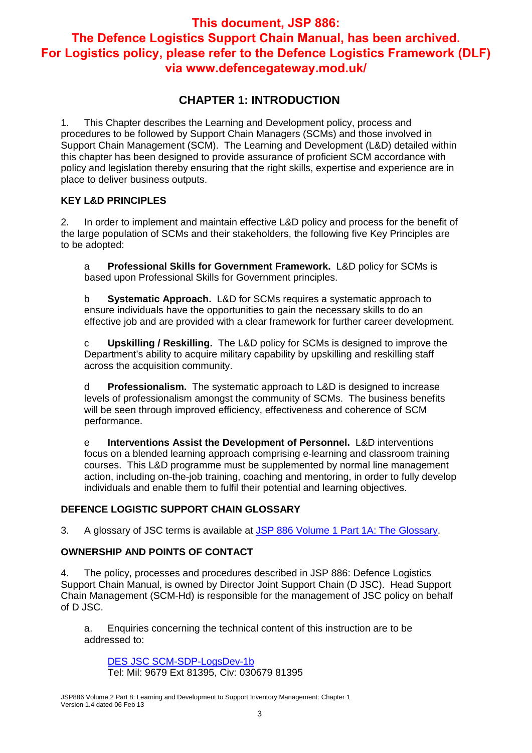**This document, JSP 886: The Defence Logistics Support Chain Manual, has been archived. For Logistics policy, please refer to the Defence Logistics Framework (DLF) via www.defencegateway.mod.uk/**

# CHAPTER 1: INTRODUCTION

1. This Chapter describes the Learning and Development policy, process and procedures to be followed by Support Chain Managers (SCMs) and those involved in Support Chain Management (SCM). The Learning and Development (L&D) detailed within this chapter has been designed to provide assurance of proficient SCM accordance with policy and legislation thereby ensuring that the right skills, expertise and experience are in place to deliver business outputs.

## KEY L&D PRINCIPLES

2. In order to implement and maintain effective L&D policy and process for the benefit of the large population of SCMs and their stakeholders, the following five Key Principles are to be adopted:

a **Professional Skills for Government Framework.** L&D policy for SCMs is based upon Professional Skills for Government principles.

b **Systematic Approach.** L&D for SCMs requires a systematic approach to ensure individuals have the opportunities to gain the necessary skills to do an effective job and are provided with a clear framework for further career development.

c **Upskilling / Reskilling.** The L&D policy for SCMs is designed to improve the Department's ability to acquire military capability by upskilling and reskilling staff across the acquisition community.

d **Professionalism.** The systematic approach to L&D is designed to increase levels of professionalism amongst the community of SCMs. The business benefits will be seen through improved efficiency, effectiveness and coherence of SCM performance.

e **Interventions Assist the Development of Personnel.** L&D interventions focus on a blended learning approach comprising e-learning and classroom training courses. This L&D programme must be supplemented by normal line management action, including on-the-job training, coaching and mentoring, in order to fully develop individuals and enable them to fulfil their potential and learning objectives.

## DEFENCE LOGISTIC SUPPORT CHAIN GLOSSARY

3. A glossary of JSC terms is available at JSP 886 Volume 1 Part 1A: The Glossary.

## OWNERSHIP AND POINTS OF CONTACT

4. The policy, processes and procedures described in JSP 886: Defence Logistics Support Chain Manual, is owned by Director Joint Support Chain (D JSC). Head Support Chain Management (SCM-Hd) is responsible for the management of JSC policy on behalf of D JSC.

a. Enquiries concerning the technical content of this instruction are to be addressed to:

DES JSC SCM-SDP-LogsDev-1b
Tel: Mil: 9679 Ext 81395, Civ: 030679 81395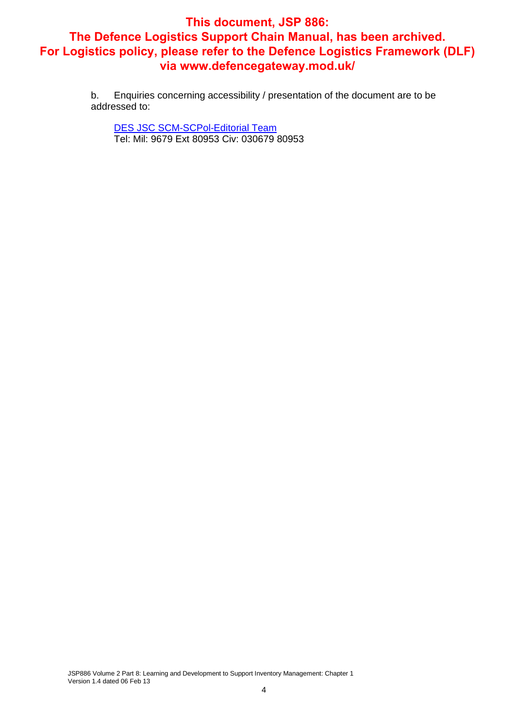**This document, JSP 886:**
**The Defence Logistics Support Chain Manual, has been archived.**
**For Logistics policy, please refer to the Defence Logistics Framework (DLF) via www.defencegateway.mod.uk/**

b. Enquiries concerning accessibility / presentation of the document are to be addressed to:

DES JSC SCM-SCPol-Editorial Team
Tel: Mil: 9679 Ext 80953 Civ: 030679 80953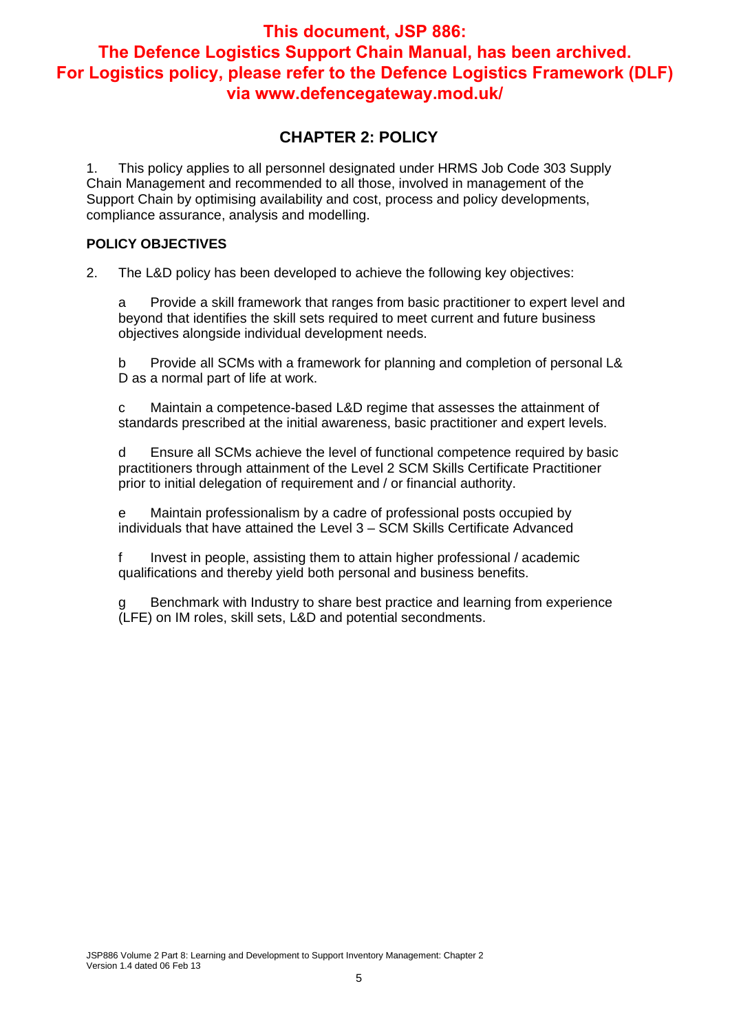**This document, JSP 886: The Defence Logistics Support Chain Manual, has been archived. For Logistics policy, please refer to the Defence Logistics Framework (DLF) via www.defencegateway.mod.uk/**

## CHAPTER 2: POLICY

1. This policy applies to all personnel designated under HRMS Job Code 303 Supply Chain Management and recommended to all those, involved in management of the Support Chain by optimising availability and cost, process and policy developments, compliance assurance, analysis and modelling.

### POLICY OBJECTIVES

2. The L&D policy has been developed to achieve the following key objectives:

a Provide a skill framework that ranges from basic practitioner to expert level and beyond that identifies the skill sets required to meet current and future business objectives alongside individual development needs.

b Provide all SCMs with a framework for planning and completion of personal L&D as a normal part of life at work.

c Maintain a competence-based L&D regime that assesses the attainment of standards prescribed at the initial awareness, basic practitioner and expert levels.

d Ensure all SCMs achieve the level of functional competence required by basic practitioners through attainment of the Level 2 SCM Skills Certificate Practitioner prior to initial delegation of requirement and / or financial authority.

e Maintain professionalism by a cadre of professional posts occupied by individuals that have attained the Level 3 – SCM Skills Certificate Advanced

f Invest in people, assisting them to attain higher professional / academic qualifications and thereby yield both personal and business benefits.

g Benchmark with Industry to share best practice and learning from experience (LFE) on IM roles, skill sets, L&D and potential secondments.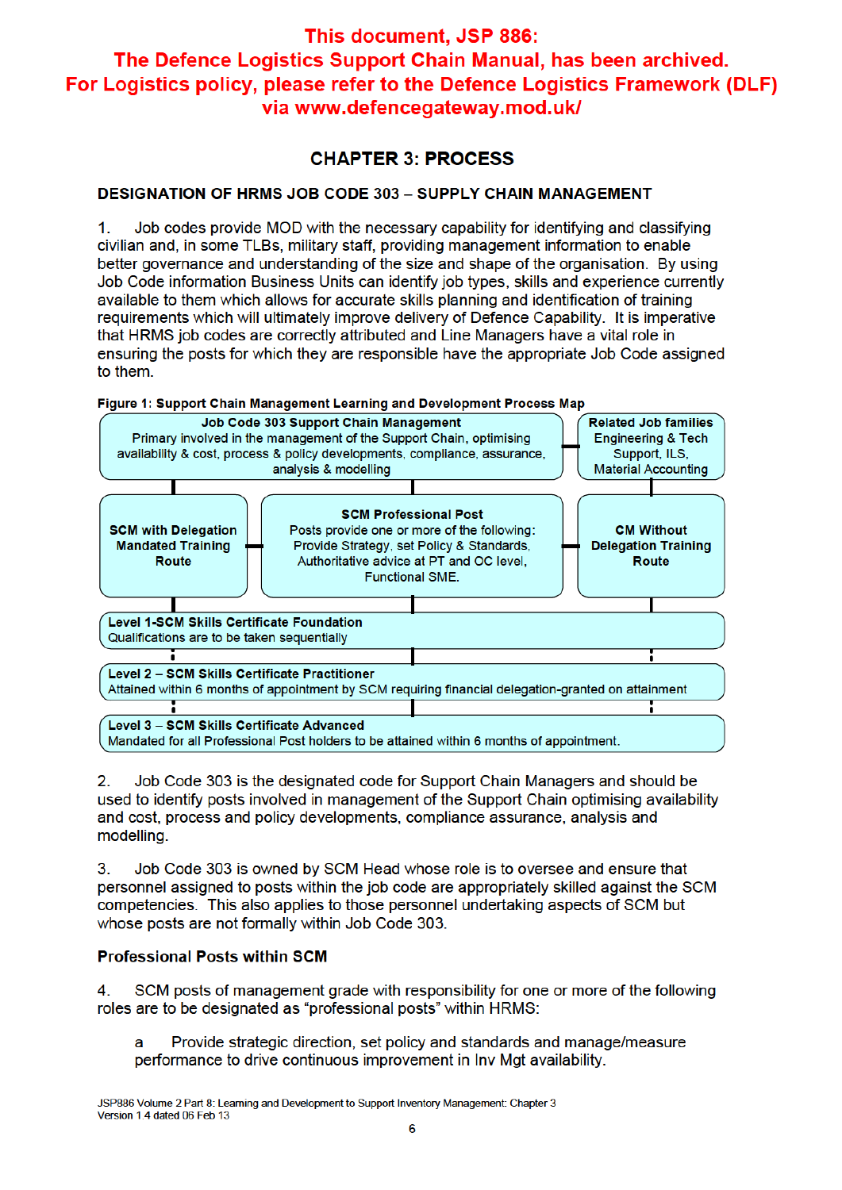**This document, JSP 886: The Defence Logistics Support Chain Manual, has been archived. For Logistics policy, please refer to the Defence Logistics Framework (DLF) via www.defencegateway.mod.uk/**

# CHAPTER 3: PROCESS

## DESIGNATION OF HRMS JOB CODE 303 – SUPPLY CHAIN MANAGEMENT

1. Job codes provide MOD with the necessary capability for identifying and classifying civilian and, in some TLBs, military staff, providing management information to enable better governance and understanding of the size and shape of the organisation. By using Job Code information Business Units can identify job types, skills and experience currently available to them which allows for accurate skills planning and identification of training requirements which will ultimately improve delivery of Defence Capability. It is imperative that HRMS job codes are correctly attributed and Line Managers have a vital role in ensuring the posts for which they are responsible have the appropriate Job Code assigned to them.

**Figure 1: Support Chain Management Learning and Development Process Map**

**Job Code 303 Support Chain Management**
Primary involved in the management of the Support Chain, optimising availability & cost, process & policy developments, compliance, assurance, analysis & modelling

**Related Job families**
Engineering & Tech Support, ILS, Material Accounting

**SCM with Delegation Mandated Training Route**

**SCM Professional Post**
Posts provide one or more of the following: Provide Strategy, set Policy & Standards, Authoritative advice at PT and OC level, Functional SME.

**CM Without Delegation Training Route**

**Level 1-SCM Skills Certificate Foundation**
Qualifications are to be taken sequentially

**Level 2 – SCM Skills Certificate Practitioner**
Attained within 6 months of appointment by SCM requiring financial delegation-granted on attainment

**Level 3 – SCM Skills Certificate Advanced**
Mandated for all Professional Post holders to be attained within 6 months of appointment.

2. Job Code 303 is the designated code for Support Chain Managers and should be used to identify posts involved in management of the Support Chain optimising availability and cost, process and policy developments, compliance assurance, analysis and modelling.

3. Job Code 303 is owned by SCM Head whose role is to oversee and ensure that personnel assigned to posts within the job code are appropriately skilled against the SCM competencies. This also applies to those personnel undertaking aspects of SCM but whose posts are not formally within Job Code 303.

### Professional Posts within SCM

4. SCM posts of management grade with responsibility for one or more of the following roles are to be designated as "professional posts" within HRMS:

   a Provide strategic direction, set policy and standards and manage/measure performance to drive continuous improvement in Inv Mgt availability.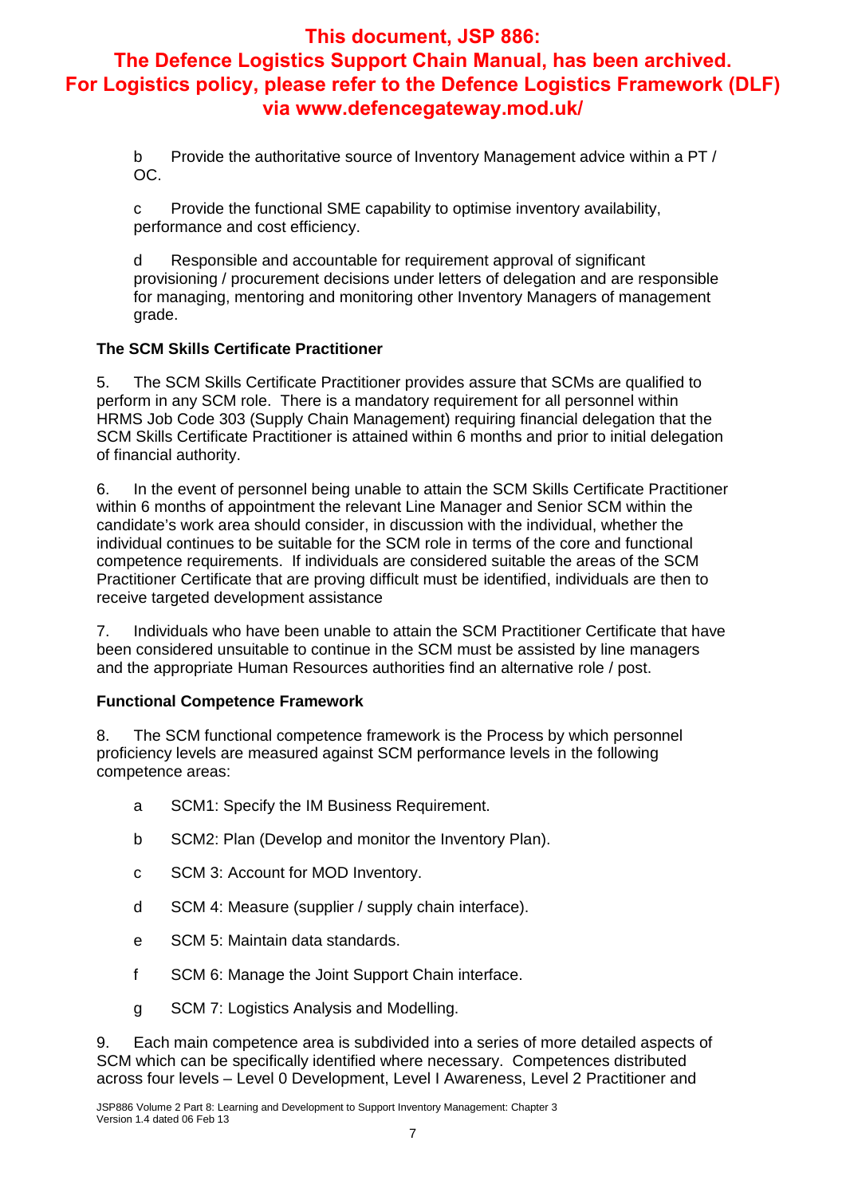**This document, JSP 886: The Defence Logistics Support Chain Manual, has been archived. For Logistics policy, please refer to the Defence Logistics Framework (DLF) via www.defencegateway.mod.uk/**

b Provide the authoritative source of Inventory Management advice within a PT / OC.

c Provide the functional SME capability to optimise inventory availability, performance and cost efficiency.

d Responsible and accountable for requirement approval of significant provisioning / procurement decisions under letters of delegation and are responsible for managing, mentoring and monitoring other Inventory Managers of management grade.

**The SCM Skills Certificate Practitioner**

5. The SCM Skills Certificate Practitioner provides assure that SCMs are qualified to perform in any SCM role. There is a mandatory requirement for all personnel within HRMS Job Code 303 (Supply Chain Management) requiring financial delegation that the SCM Skills Certificate Practitioner is attained within 6 months and prior to initial delegation of financial authority.

6. In the event of personnel being unable to attain the SCM Skills Certificate Practitioner within 6 months of appointment the relevant Line Manager and Senior SCM within the candidate's work area should consider, in discussion with the individual, whether the individual continues to be suitable for the SCM role in terms of the core and functional competence requirements. If individuals are considered suitable the areas of the SCM Practitioner Certificate that are proving difficult must be identified, individuals are then to receive targeted development assistance

7. Individuals who have been unable to attain the SCM Practitioner Certificate that have been considered unsuitable to continue in the SCM must be assisted by line managers and the appropriate Human Resources authorities find an alternative role / post.

**Functional Competence Framework**

8. The SCM functional competence framework is the Process by which personnel proficiency levels are measured against SCM performance levels in the following competence areas:

a SCM1: Specify the IM Business Requirement.

b SCM2: Plan (Develop and monitor the Inventory Plan).

c SCM 3: Account for MOD Inventory.

d SCM 4: Measure (supplier / supply chain interface).

e SCM 5: Maintain data standards.

f SCM 6: Manage the Joint Support Chain interface.

g SCM 7: Logistics Analysis and Modelling.

9. Each main competence area is subdivided into a series of more detailed aspects of SCM which can be specifically identified where necessary. Competences distributed across four levels – Level 0 Development, Level I Awareness, Level 2 Practitioner and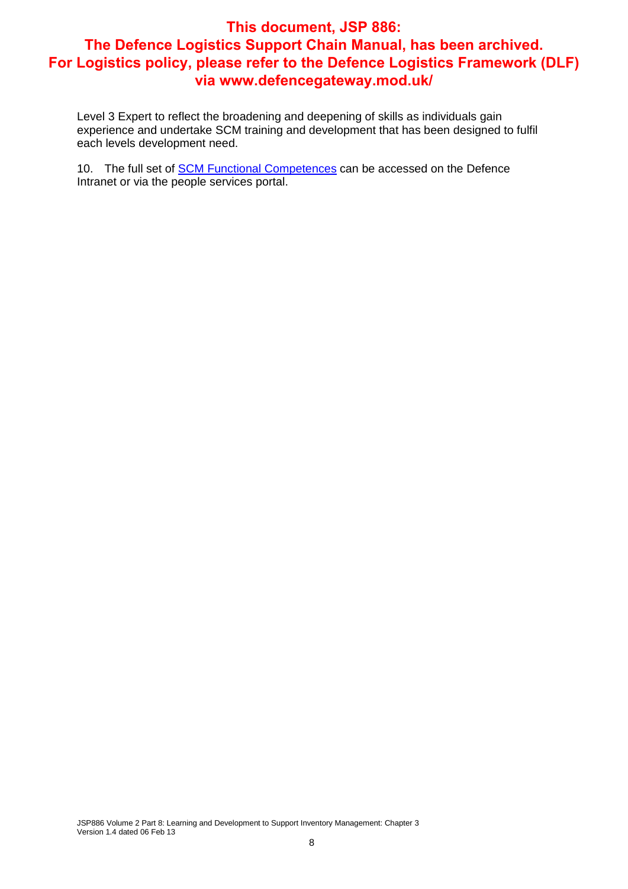**This document, JSP 886: The Defence Logistics Support Chain Manual, has been archived. For Logistics policy, please refer to the Defence Logistics Framework (DLF) via www.defencegateway.mod.uk/**

Level 3 Expert to reflect the broadening and deepening of skills as individuals gain experience and undertake SCM training and development that has been designed to fulfil each levels development need.

10. The full set of [SCM Functional Competences]() can be accessed on the Defence Intranet or via the people services portal.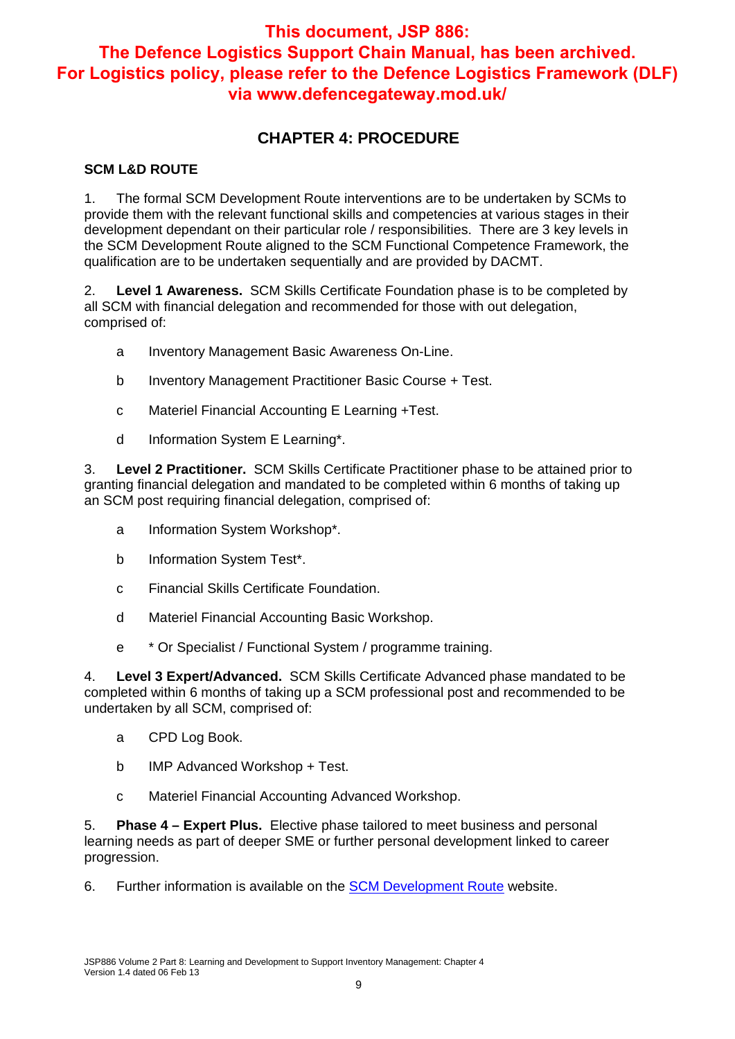**This document, JSP 886: The Defence Logistics Support Chain Manual, has been archived. For Logistics policy, please refer to the Defence Logistics Framework (DLF) via www.defencegateway.mod.uk/**

## CHAPTER 4: PROCEDURE

### SCM L&D ROUTE

1. The formal SCM Development Route interventions are to be undertaken by SCMs to provide them with the relevant functional skills and competencies at various stages in their development dependant on their particular role / responsibilities. There are 3 key levels in the SCM Development Route aligned to the SCM Functional Competence Framework, the qualification are to be undertaken sequentially and are provided by DACMT.

2. **Level 1 Awareness.** SCM Skills Certificate Foundation phase is to be completed by all SCM with financial delegation and recommended for those with out delegation, comprised of:

   a Inventory Management Basic Awareness On-Line.

   b Inventory Management Practitioner Basic Course + Test.

   c Materiel Financial Accounting E Learning +Test.

   d Information System E Learning*.

3. **Level 2 Practitioner.** SCM Skills Certificate Practitioner phase to be attained prior to granting financial delegation and mandated to be completed within 6 months of taking up an SCM post requiring financial delegation, comprised of:

   a Information System Workshop*.

   b Information System Test*.

   c Financial Skills Certificate Foundation.

   d Materiel Financial Accounting Basic Workshop.

   e * Or Specialist / Functional System / programme training.

4. **Level 3 Expert/Advanced.** SCM Skills Certificate Advanced phase mandated to be completed within 6 months of taking up a SCM professional post and recommended to be undertaken by all SCM, comprised of:

   a CPD Log Book.

   b IMP Advanced Workshop + Test.

   c Materiel Financial Accounting Advanced Workshop.

5. **Phase 4 – Expert Plus.** Elective phase tailored to meet business and personal learning needs as part of deeper SME or further personal development linked to career progression.

6. Further information is available on the SCM Development Route website.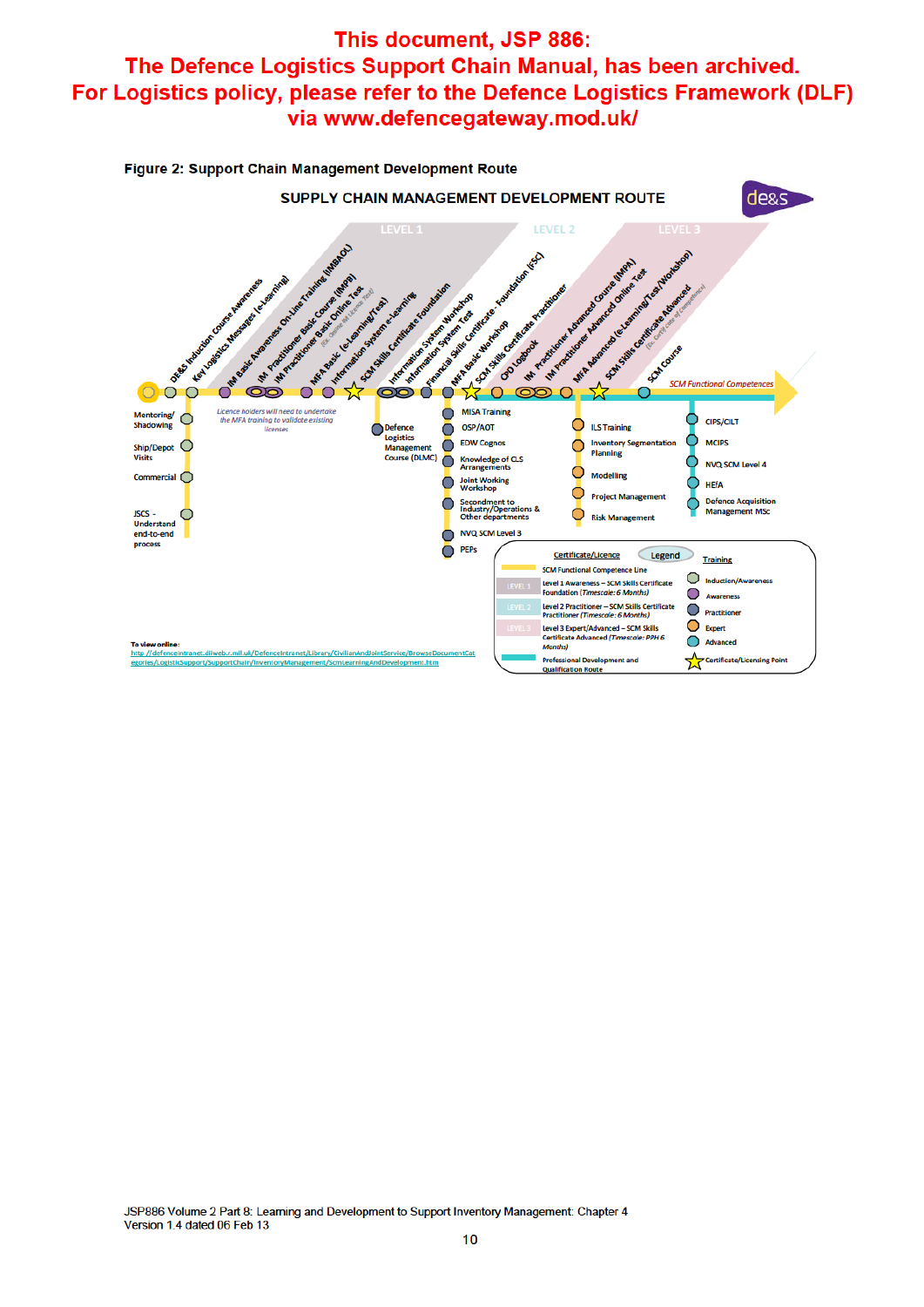This document, JSP 886:
The Defence Logistics Support Chain Manual, has been archived.
For Logistics policy, please refer to the Defence Logistics Framework (DLF) via www.defencegateway.mod.uk/

**Figure 2: Support Chain Management Development Route**

SUPPLY CHAIN MANAGEMENT DEVELOPMENT ROUTE

de&s

LEVEL 1
LEVEL 2
LEVEL 3

DE&S Induction Course Awareness
Key Logistics Messages (e-Learning)
IM Basic Awareness On-Line Training (IMBAOL)
IM Practitioner Basic Course (IMPB)
IM Practitioner Basic Online Test
(Ex. Online IM Licence Test)
MFA Basic (e-Learning/Test)
Information System e-Learning
SCM Skills Certificate Foundation
Information System Workshop
Information System Test
Financial Skills Certificate - Foundation (FSC)
MFA Basic Workshop
SCM Skills Certificate Practitioner
CPD Logbook
IM Practitioner Advanced Course (IMPA)
IM Practitioner Advanced Online Test
MFA Advanced (e-Learning/Test/Workshop)
SCM Skills Certificate Advanced
(Ex. Certificate of Competence)
SCM Course

SCM Functional Competences

Mentoring/ Shadowing
Ship/Depot Visits
Commercial
JSCS - Understand end-to-end process

Licence holders will need to undertake the MFA training to validate existing licenses

Defence Logistics Management Course (DLMC)

MISA Training
OSP/AOT
EDW Cognos
Knowledge of CLS Arrangements
Joint Working Workshop
Secondment to Industry/Operations & Other departments
NVQ SCM Level 3
PEPs

ILS Training
Inventory Segmentation Planning
Modelling
Project Management
Risk Management

CIPS/CILT
MCIPS
NVQ SCM Level 4
HEfA
Defence Acquisition Management MSc

Legend

Certificate/Licence
SCM Functional Competence Line
LEVEL 1 — Level 1 Awareness – SCM Skills Certificate Foundation (*Timescale: 6 Months*)
LEVEL 2 — Level 2 Practitioner – SCM Skills Certificate Practitioner (*Timescale: 6 Months*)
LEVEL 3 — Level 3 Expert/Advanced – SCM Skills Certificate Advanced (*Timescale: PPH 6 Months*)
Professional Development and Qualification Route

Training
Induction/Awareness
Awareness
Practitioner
Expert
Advanced
Certificate/Licensing Point

**To view online:**
http://defenceintranet.diiweb.r.mil.uk/DefenceIntranet/Library/CivilianAndJointService/BrowseDocumentCategories/LogisticSupport/SupportChain/InventoryManagement/ScmLearningAndDevelopment.htm

JSP886 Volume 2 Part 8: Learning and Development to Support Inventory Management: Chapter 4
Version 1.4 dated 06 Feb 13